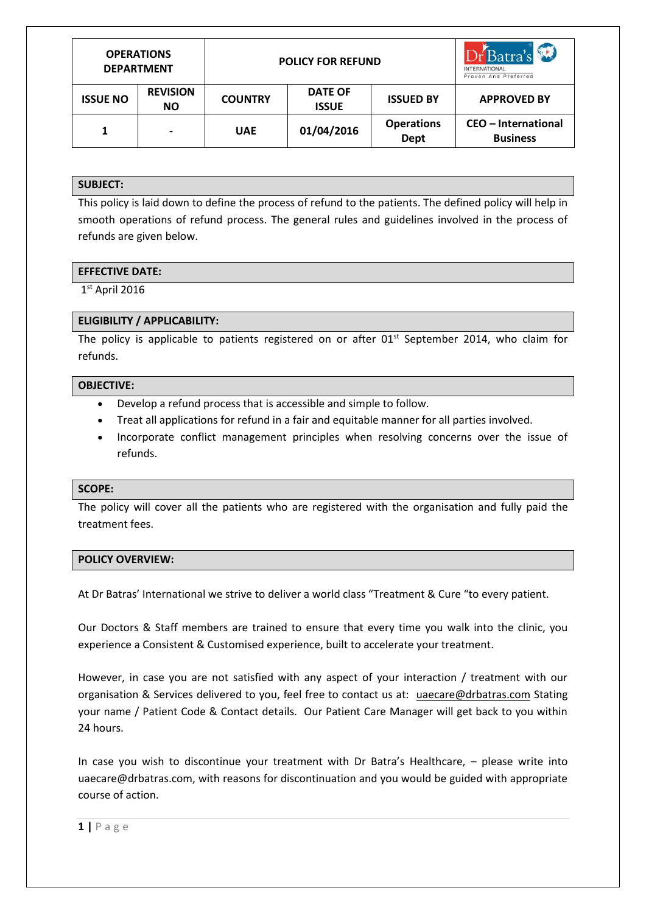| OPERATIONS DEPARTMENT | | POLICY FOR REFUND | | | Dr Batra's INTERNATIONAL Proven And Preferred |
|---|---|---|---|---|---|
| **ISSUE NO** | **REVISION NO** | **COUNTRY** | **DATE OF ISSUE** | **ISSUED BY** | **APPROVED BY** |
| **1** | **-** | **UAE** | **01/04/2016** | **Operations Dept** | **CEO – International Business** |

## SUBJECT:

This policy is laid down to define the process of refund to the patients. The defined policy will help in smooth operations of refund process. The general rules and guidelines involved in the process of refunds are given below.

## EFFECTIVE DATE:

1st April 2016

## ELIGIBILITY / APPLICABILITY:

The policy is applicable to patients registered on or after 01st September 2014, who claim for refunds.

## OBJECTIVE:

- Develop a refund process that is accessible and simple to follow.
- Treat all applications for refund in a fair and equitable manner for all parties involved.
- Incorporate conflict management principles when resolving concerns over the issue of refunds.

## SCOPE:

The policy will cover all the patients who are registered with the organisation and fully paid the treatment fees.

## POLICY OVERVIEW:

At Dr Batras' International we strive to deliver a world class "Treatment & Cure "to every patient.

Our Doctors & Staff members are trained to ensure that every time you walk into the clinic, you experience a Consistent & Customised experience, built to accelerate your treatment.

However, in case you are not satisfied with any aspect of your interaction / treatment with our organisation & Services delivered to you, feel free to contact us at: uaecare@drbatras.com Stating your name / Patient Code & Contact details. Our Patient Care Manager will get back to you within 24 hours.

In case you wish to discontinue your treatment with Dr Batra's Healthcare, – please write into uaecare@drbatras.com, with reasons for discontinuation and you would be guided with appropriate course of action.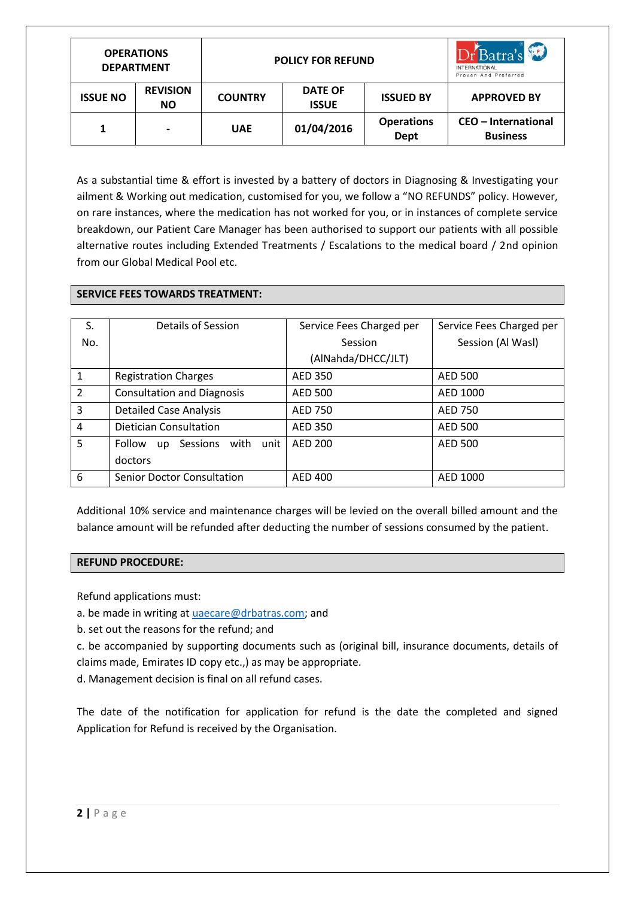| OPERATIONS DEPARTMENT | | POLICY FOR REFUND | | | Dr Batra's INTERNATIONAL Proven And Preferred |
|---|---|---|---|---|---|
| **ISSUE NO** | **REVISION NO** | **COUNTRY** | **DATE OF ISSUE** | **ISSUED BY** | **APPROVED BY** |
| **1** | **-** | **UAE** | **01/04/2016** | **Operations Dept** | **CEO – International Business** |

As a substantial time & effort is invested by a battery of doctors in Diagnosing & Investigating your ailment & Working out medication, customised for you, we follow a "NO REFUNDS" policy. However, on rare instances, where the medication has not worked for you, or in instances of complete service breakdown, our Patient Care Manager has been authorised to support our patients with all possible alternative routes including Extended Treatments / Escalations to the medical board / 2nd opinion from our Global Medical Pool etc.

## SERVICE FEES TOWARDS TREATMENT:

| S. No. | Details of Session | Service Fees Charged per Session (AlNahda/DHCC/JLT) | Service Fees Charged per Session (Al Wasl) |
|---|---|---|---|
| 1 | Registration Charges | AED 350 | AED 500 |
| 2 | Consultation and Diagnosis | AED 500 | AED 1000 |
| 3 | Detailed Case Analysis | AED 750 | AED 750 |
| 4 | Dietician Consultation | AED 350 | AED 500 |
| 5 | Follow up Sessions with unit doctors | AED 200 | AED 500 |
| 6 | Senior Doctor Consultation | AED 400 | AED 1000 |

Additional 10% service and maintenance charges will be levied on the overall billed amount and the balance amount will be refunded after deducting the number of sessions consumed by the patient.

## REFUND PROCEDURE:

Refund applications must:

a. be made in writing at uaecare@drbatras.com; and

b. set out the reasons for the refund; and

c. be accompanied by supporting documents such as (original bill, insurance documents, details of claims made, Emirates ID copy etc.,) as may be appropriate.

d. Management decision is final on all refund cases.

The date of the notification for application for refund is the date the completed and signed Application for Refund is received by the Organisation.